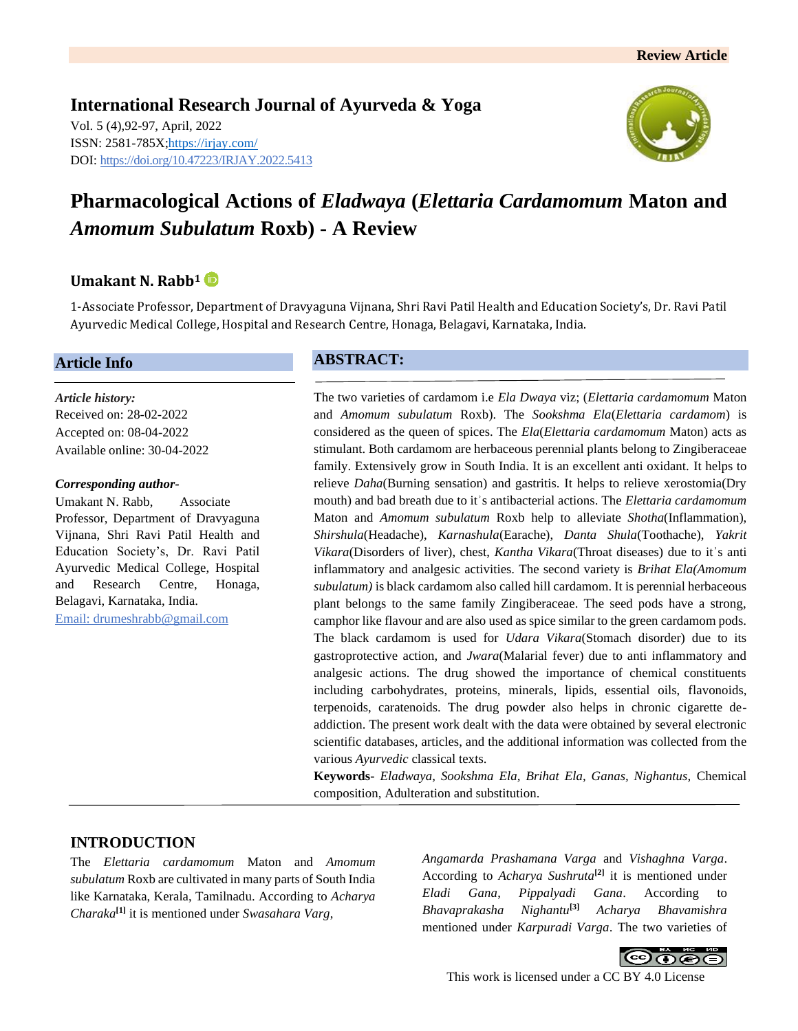Review Article

**International Research Journal of Ayurveda & Yoga**
Vol. 5 (4),92-97, April, 2022
ISSN: 2581-785X; https://irjay.com/
DOI: https://doi.org/10.47223/IRJAY.2022.5413

# Pharmacological Actions of *Eladwaya* (*Elettaria Cardamomum* Maton and *Amomum Subulatum* Roxb) - A Review

**Umakant N. Rabb[1]**

1-Associate Professor, Department of Dravyaguna Vijnana, Shri Ravi Patil Health and Education Society's, Dr. Ravi Patil Ayurvedic Medical College, Hospital and Research Centre, Honaga, Belagavi, Karnataka, India.

## Article Info

*Article history:*
Received on: 28-02-2022
Accepted on: 08-04-2022
Available online: 30-04-2022

***Corresponding author-***
Umakant N. Rabb, Associate Professor, Department of Dravyaguna Vijnana, Shri Ravi Patil Health and Education Society's, Dr. Ravi Patil Ayurvedic Medical College, Hospital and Research Centre, Honaga, Belagavi, Karnataka, India.
Email: drumeshrabb@gmail.com

## ABSTRACT:

The two varieties of cardamom i.e *Ela Dwaya* viz; (*Elettaria cardamomum* Maton and *Amomum subulatum* Roxb). The *Sookshma Ela*(*Elettaria cardamom*) is considered as the queen of spices. The *Ela*(*Elettaria cardamomum* Maton) acts as stimulant. Both cardamom are herbaceous perennial plants belong to Zingiberaceae family. Extensively grow in South India. It is an excellent anti oxidant. It helps to relieve *Daha*(Burning sensation) and gastritis. It helps to relieve xerostomia(Dry mouth) and bad breath due to it's antibacterial actions. The *Elettaria cardamomum* Maton and *Amomum subulatum* Roxb help to alleviate *Shotha*(Inflammation), *Shirshula*(Headache), *Karnashula*(Earache), *Danta Shula*(Toothache), *Yakrit Vikara*(Disorders of liver), chest, *Kantha Vikara*(Throat diseases) due to it's anti inflammatory and analgesic activities. The second variety is *Brihat Ela(Amomum subulatum)* is black cardamom also called hill cardamom. It is perennial herbaceous plant belongs to the same family Zingiberaceae. The seed pods have a strong, camphor like flavour and are also used as spice similar to the green cardamom pods. The black cardamom is used for *Udara Vikara*(Stomach disorder) due to its gastroprotective action, and *Jwara*(Malarial fever) due to anti inflammatory and analgesic actions. The drug showed the importance of chemical constituents including carbohydrates, proteins, minerals, lipids, essential oils, flavonoids, terpenoids, caratenoids. The drug powder also helps in chronic cigarette de-addiction. The present work dealt with the data were obtained by several electronic scientific databases, articles, and the additional information was collected from the various *Ayurvedic* classical texts.

**Keywords-** *Eladwaya*, *Sookshma Ela*, *Brihat Ela*, *Ganas*, *Nighantus*, Chemical composition, Adulteration and substitution.

## INTRODUCTION

The *Elettaria cardamomum* Maton and *Amomum subulatum* Roxb are cultivated in many parts of South India like Karnataka, Kerala, Tamilnadu. According to *Acharya Charaka*[1] it is mentioned under *Swasahara Varg*, *Angamarda Prashamana Varga* and *Vishaghna Varga*. According to *Acharya Sushruta*[2] it is mentioned under *Eladi Gana*, *Pippalyadi Gana*. According to *Bhavaprakasha Nighantu*[3] *Acharya Bhavamishra* mentioned under *Karpuradi Varga*. The two varieties of

This work is licensed under a CC BY 4.0 License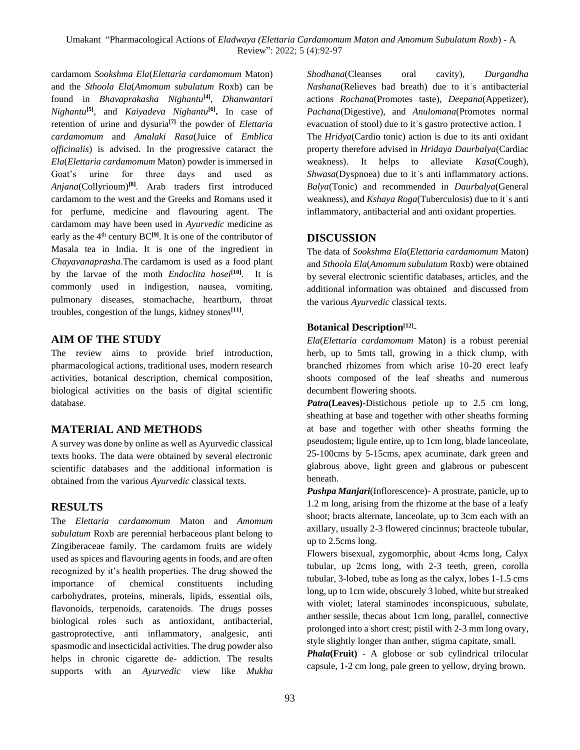cardamom *Sookshma Ela*(*Elettaria cardamomum* Maton) and the *Sthoola Ela*(*Amomum subulatum* Roxb) can be found in *Bhavaprakasha Nighantu*[4], *Dhanwantari Nighantu*[5], and *Kaiyadeva Nighantu*[6]. In case of retention of urine and dysuria[7] the powder of *Elettaria cardamomum* and *Amalaki Rasa*(Juice of *Emblica officinalis*) is advised. In the progressive cataract the *Ela*(*Elettaria cardamomum* Maton) powder is immersed in Goat's urine for three days and used as *Anjana*(Collyrioum)[8]. Arab traders first introduced cardamom to the west and the Greeks and Romans used it for perfume, medicine and flavouring agent. The cardamom may have been used in *Ayurvedic* medicine as early as the 4th century BC[9]. It is one of the contributor of Masala tea in India. It is one of the ingredient in *Chayavanaprasha*.The cardamom is used as a food plant by the larvae of the moth *Endoclita hosei*[10]. It is commonly used in indigestion, nausea, vomiting, pulmonary diseases, stomachache, heartburn, throat troubles, congestion of the lungs, kidney stones[11].

## AIM OF THE STUDY

The review aims to provide brief introduction, pharmacological actions, traditional uses, modern research activities, botanical description, chemical composition, biological activities on the basis of digital scientific database.

## MATERIAL AND METHODS

A survey was done by online as well as Ayurvedic classical texts books. The data were obtained by several electronic scientific databases and the additional information is obtained from the various *Ayurvedic* classical texts.

## RESULTS

The *Elettaria cardamomum* Maton and *Amomum subulatum* Roxb are perennial herbaceous plant belong to Zingiberaceae family. The cardamom fruits are widely used as spices and flavouring agents in foods, and are often recognized by it's health properties. The drug showed the importance of chemical constituents including carbohydrates, proteins, minerals, lipids, essential oils, flavonoids, terpenoids, caratenoids. The drugs posses biological roles such as antioxidant, antibacterial, gastroprotective, anti inflammatory, analgesic, anti spasmodic and insecticidal activities. The drug powder also helps in chronic cigarette de- addiction. The results supports with an *Ayurvedic* view like *Mukha Shodhana*(Cleanses oral cavity), *Durgandha Nashana*(Relieves bad breath) due to it's antibacterial actions *Rochana*(Promotes taste), *Deepana*(Appetizer), *Pachana*(Digestive), and *Anulomana*(Promotes normal evacuation of stool) due to it's gastro protective action. I

The *Hridya*(Cardio tonic) action is due to its anti oxidant property therefore advised in *Hridaya Daurbalya*(Cardiac weakness). It helps to alleviate *Kasa*(Cough), *Shwasa*(Dyspnoea) due to it's anti inflammatory actions. *Balya*(Tonic) and recommended in *Daurbalya*(General weakness), and *Kshaya Roga*(Tuberculosis) due to it's anti inflammatory, antibacterial and anti oxidant properties.

## DISCUSSION

The data of *Sookshma Ela*(*Elettaria cardamomum* Maton) and *Sthoola Ela*(*Amomum subulatum* Roxb) were obtained by several electronic scientific databases, articles, and the additional information was obtained and discussed from the various *Ayurvedic* classical texts.

### Botanical Description[12]-

*Ela*(*Elettaria cardamomum* Maton) is a robust perenial herb, up to 5mts tall, growing in a thick clump, with branched rhizomes from which arise 10-20 erect leafy shoots composed of the leaf sheaths and numerous decumbent flowering shoots.

***Patra*(Leaves)-**Distichous petiole up to 2.5 cm long, sheathing at base and together with other sheaths forming at base and together with other sheaths forming the pseudostem; ligule entire, up to 1cm long, blade lanceolate, 25-100cms by 5-15cms, apex acuminate, dark green and glabrous above, light green and glabrous or pubescent beneath.

***Pushpa Manjari***(Inflorescence)- A prostrate, panicle, up to 1.2 m long, arising from the rhizome at the base of a leafy shoot; bracts alternate, lanceolate, up to 3cm each with an axillary, usually 2-3 flowered cincinnus; bracteole tubular, up to 2.5cms long.

Flowers bisexual, zygomorphic, about 4cms long, Calyx tubular, up 2cms long, with 2-3 teeth, green, corolla tubular, 3-lobed, tube as long as the calyx, lobes 1-1.5 cms long, up to 1cm wide, obscurely 3 lobed, white but streaked with violet; lateral staminodes inconspicuous, subulate, anther sessile, thecas about 1cm long, parallel, connective prolonged into a short crest; pistil with 2-3 mm long ovary, style slightly longer than anther, stigma capitate, small.

***Phala*(Fruit)** - A globose or sub cylindrical trilocular capsule, 1-2 cm long, pale green to yellow, drying brown.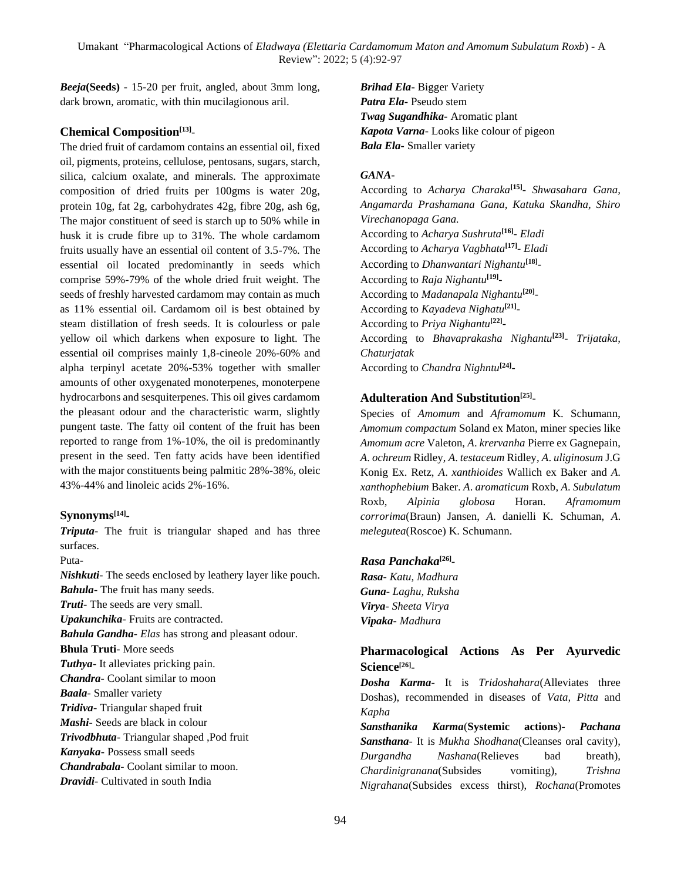***Beeja*(Seeds)** - 15-20 per fruit, angled, about 3mm long, dark brown, aromatic, with thin mucilagionous aril.

### Chemical Composition[13]-

The dried fruit of cardamom contains an essential oil, fixed oil, pigments, proteins, cellulose, pentosans, sugars, starch, silica, calcium oxalate, and minerals. The approximate composition of dried fruits per 100gms is water 20g, protein 10g, fat 2g, carbohydrates 42g, fibre 20g, ash 6g, The major constituent of seed is starch up to 50% while in husk it is crude fibre up to 31%. The whole cardamom fruits usually have an essential oil content of 3.5-7%. The essential oil located predominantly in seeds which comprise 59%-79% of the whole dried fruit weight. The seeds of freshly harvested cardamom may contain as much as 11% essential oil. Cardamom oil is best obtained by steam distillation of fresh seeds. It is colourless or pale yellow oil which darkens when exposure to light. The essential oil comprises mainly 1,8-cineole 20%-60% and alpha terpinyl acetate 20%-53% together with smaller amounts of other oxygenated monoterpenes, monoterpene hydrocarbons and sesquiterpenes. This oil gives cardamom the pleasant odour and the characteristic warm, slightly pungent taste. The fatty oil content of the fruit has been reported to range from 1%-10%, the oil is predominantly present in the seed. Ten fatty acids have been identified with the major constituents being palmitic 28%-38%, oleic 43%-44% and linoleic acids 2%-16%.

### Synonyms[14]-

***Triputa***- The fruit is triangular shaped and has three surfaces.
Puta-
***Nishkuti***- The seeds enclosed by leathery layer like pouch.
***Bahula***- The fruit has many seeds.
***Truti***- The seeds are very small.
***Upakunchika***- Fruits are contracted.
***Bahula Gandha***- *Elas* has strong and pleasant odour.
**Bhula Truti**- More seeds
***Tuthya***- It alleviates pricking pain.
***Chandra***- Coolant similar to moon
***Baala***- Smaller variety
***Tridiva***- Triangular shaped fruit
***Mashi***- Seeds are black in colour
***Trivodbhuta***- Triangular shaped ,Pod fruit
***Kanyaka***- Possess small seeds
***Chandrabala***- Coolant similar to moon.
***Dravidi***- Cultivated in south India
***Brihad Ela***- Bigger Variety
***Patra Ela***- Pseudo stem
***Twag Sugandhika***- Aromatic plant
***Kapota Varna***- Looks like colour of pigeon
***Bala Ela***- Smaller variety

### *GANA*-

According to *Acharya Charaka*[15]- *Shwasahara Gana, Angamarda Prashamana Gana, Katuka Skandha, Shiro Virechanopaga Gana.*
According to *Acharya Sushruta*[16]- *Eladi*
According to *Acharya Vagbhata*[17]- *Eladi*
According to *Dhanwantari Nighantu*[18]-
According to *Raja Nighantu*[19]-
According to *Madanapala Nighantu*[20]-
According to *Kayadeva Nighatu*[21]-
According to *Priya Nighantu*[22]-
According to *Bhavaprakasha Nighantu*[23]- *Trijataka, Chaturjatak*
According to *Chandra Nighntu*[24]-

### Adulteration And Substitution[25]-

Species of *Amomum* and *Aframomum* K. Schumann, *Amomum compactum* Soland ex Maton, miner species like *Amomum acre* Valeton, *A*. *krervanha* Pierre ex Gagnepain, *A*. *ochreum* Ridley, *A*. *testaceum* Ridley, *A*. *uliginosum* J.G Konig Ex. Retz, *A*. *xanthioides* Wallich ex Baker and *A. xanthophebium* Baker. *A*. *aromaticum* Roxb, *A*. *Subulatum* Roxb, *Alpinia globosa* Horan. *Aframomum corrorima*(Braun) Jansen, *A*. danielli K. Schuman, *A*. *melegutea*(Roscoe) K. Schumann.

### *Rasa Panchaka*[26]-

***Rasa***- *Katu, Madhura*
***Guna***- *Laghu, Ruksha*
***Virya***- *Sheeta Virya*
***Vipaka***- *Madhura*

### Pharmacological Actions As Per Ayurvedic Science[26]-

***Dosha Karma***- It is *Tridoshahara*(Alleviates three Doshas), recommended in diseases of *Vata, Pitta* and *Kapha*

***Sansthanika Karma*(Systemic actions)**- ***Pachana Sansthana***- It is *Mukha Shodhana*(Cleanses oral cavity), *Durgandha Nashana*(Relieves bad breath), *Chardinigranana*(Subsides vomiting), *Trishna Nigrahana*(Subsides excess thirst), *Rochana*(Promotes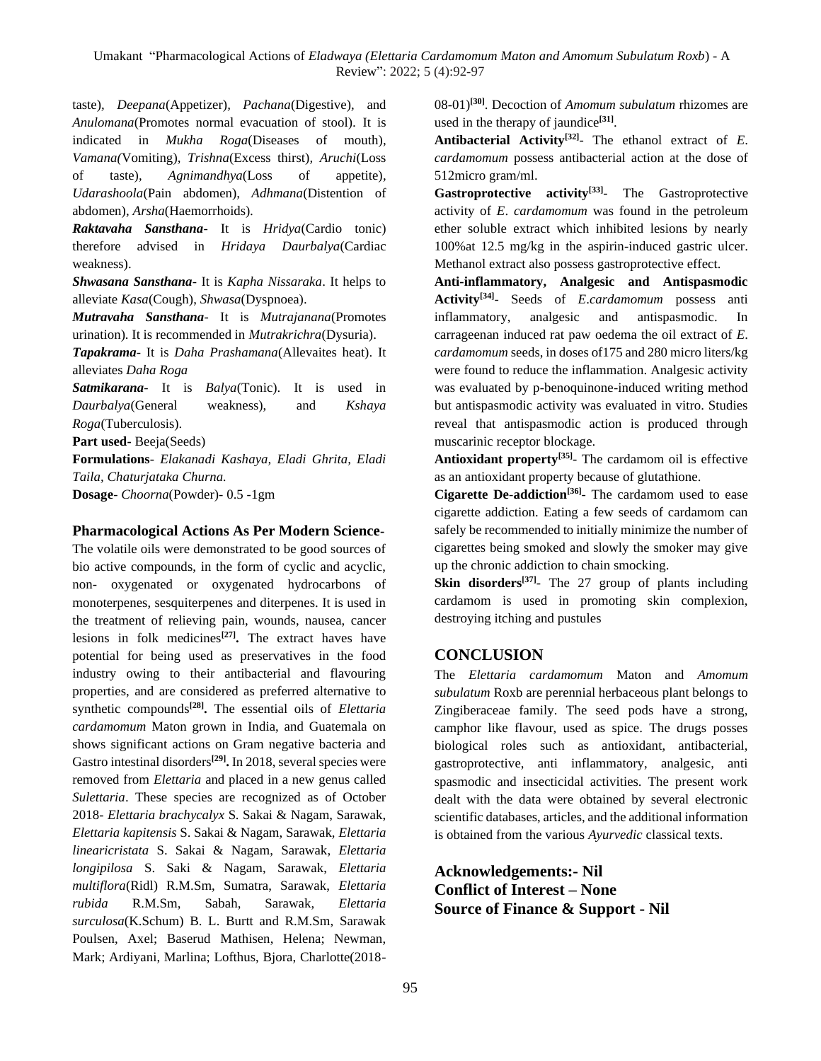taste), *Deepana*(Appetizer), *Pachana*(Digestive), and *Anulomana*(Promotes normal evacuation of stool). It is indicated in *Mukha Roga*(Diseases of mouth), *Vamana(*Vomiting), *Trishna*(Excess thirst), *Aruchi*(Loss of taste), *Agnimandhya*(Loss of appetite), *Udarashoola*(Pain abdomen), *Adhmana*(Distention of abdomen), *Arsha*(Haemorrhoids).

***Raktavaha Sansthana***- It is *Hridya*(Cardio tonic) therefore advised in *Hridaya Daurbalya*(Cardiac weakness).

***Shwasana Sansthana***- It is *Kapha Nissaraka*. It helps to alleviate *Kasa*(Cough), *Shwasa*(Dyspnoea).

***Mutravaha Sansthana***- It is *Mutrajanana*(Promotes urination). It is recommended in *Mutrakrichra*(Dysuria).

***Tapakrama***- It is *Daha Prashamana*(Allevaites heat). It alleviates *Daha Roga*

***Satmikarana***- It is *Balya*(Tonic). It is used in *Daurbalya*(General weakness), and *Kshaya Roga*(Tuberculosis).

**Part used**- Beeja(Seeds)

**Formulations**- *Elakanadi Kashaya, Eladi Ghrita, Eladi Taila, Chaturjataka Churna.*

**Dosage**- *Choorna*(Powder)- 0.5 -1gm

## Pharmacological Actions As Per Modern Science-

The volatile oils were demonstrated to be good sources of bio active compounds, in the form of cyclic and acyclic, non- oxygenated or oxygenated hydrocarbons of monoterpenes, sesquiterpenes and diterpenes. It is used in the treatment of relieving pain, wounds, nausea, cancer lesions in folk medicines[27]. The extract haves have potential for being used as preservatives in the food industry owing to their antibacterial and flavouring properties, and are considered as preferred alternative to synthetic compounds[28]. The essential oils of *Elettaria cardamomum* Maton grown in India, and Guatemala on shows significant actions on Gram negative bacteria and Gastro intestinal disorders[29]. In 2018, several species were removed from *Elettaria* and placed in a new genus called *Sulettaria*. These species are recognized as of October 2018- *Elettaria brachycalyx* S. Sakai & Nagam, Sarawak, *Elettaria kapitensis* S. Sakai & Nagam, Sarawak, *Elettaria linearicristata* S. Sakai & Nagam, Sarawak, *Elettaria longipilosa* S. Saki & Nagam, Sarawak, *Elettaria multiflora*(Ridl) R.M.Sm, Sumatra, Sarawak, *Elettaria rubida* R.M.Sm, Sabah, Sarawak, *Elettaria surculosa*(K.Schum) B. L. Burtt and R.M.Sm, Sarawak Poulsen, Axel; Baserud Mathisen, Helena; Newman, Mark; Ardiyani, Marlina; Lofthus, Bjora, Charlotte(2018-08-01)[30]. Decoction of *Amomum subulatum* rhizomes are used in the therapy of jaundice[31].

**Antibacterial Activity[32]**- The ethanol extract of *E. cardamomum* possess antibacterial action at the dose of 512micro gram/ml.

**Gastroprotective activity[33]**- The Gastroprotective activity of *E. cardamomum* was found in the petroleum ether soluble extract which inhibited lesions by nearly 100%at 12.5 mg/kg in the aspirin-induced gastric ulcer. Methanol extract also possess gastroprotective effect.

**Anti-inflammatory, Analgesic and Antispasmodic Activity[34]**- Seeds of *E.cardamomum* possess anti inflammatory, analgesic and antispasmodic. In carrageenan induced rat paw oedema the oil extract of *E. cardamomum* seeds, in doses of175 and 280 micro liters/kg were found to reduce the inflammation. Analgesic activity was evaluated by p-benoquinone-induced writing method but antispasmodic activity was evaluated in vitro. Studies reveal that antispasmodic action is produced through muscarinic receptor blockage.

**Antioxidant property[35]**- The cardamom oil is effective as an antioxidant property because of glutathione.

**Cigarette De-addiction[36]**- The cardamom used to ease cigarette addiction. Eating a few seeds of cardamom can safely be recommended to initially minimize the number of cigarettes being smoked and slowly the smoker may give up the chronic addiction to chain smocking.

**Skin disorders[37]**- The 27 group of plants including cardamom is used in promoting skin complexion, destroying itching and pustules

## CONCLUSION

The *Elettaria cardamomum* Maton and *Amomum subulatum* Roxb are perennial herbaceous plant belongs to Zingiberaceae family. The seed pods have a strong, camphor like flavour, used as spice. The drugs posses biological roles such as antioxidant, antibacterial, gastroprotective, anti inflammatory, analgesic, anti spasmodic and insecticidal activities. The present work dealt with the data were obtained by several electronic scientific databases, articles, and the additional information is obtained from the various *Ayurvedic* classical texts.

**Acknowledgements:- Nil**
**Conflict of Interest – None**
**Source of Finance & Support - Nil**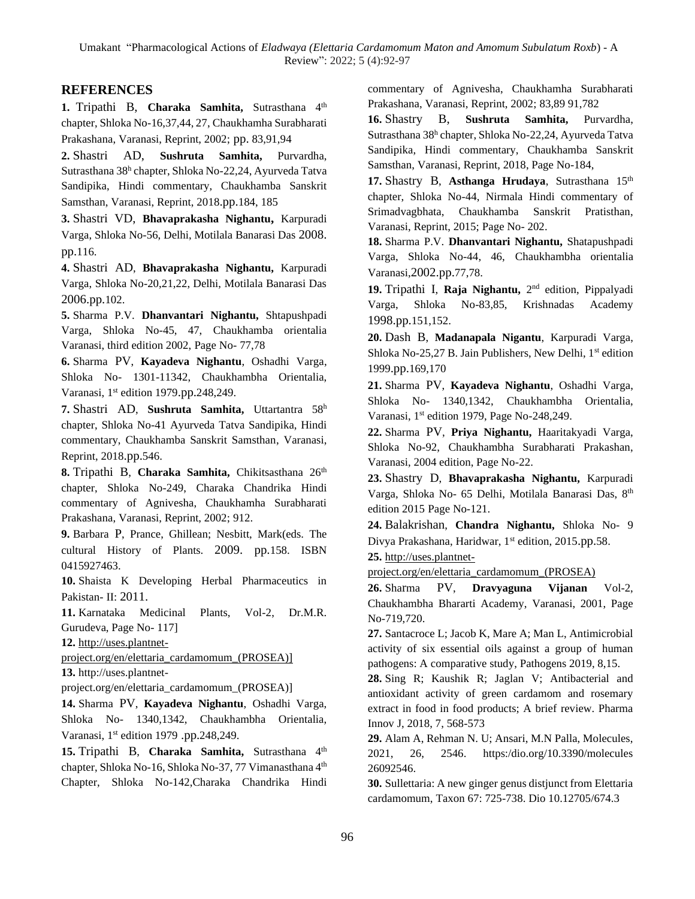## REFERENCES

**1.** Tripathi B, **Charaka Samhita,** Sutrasthana 4th chapter, Shloka No-16,37,44, 27, Chaukhamha Surabharati Prakashana, Varanasi, Reprint, 2002; pp. 83,91,94

**2.** Shastri AD, **Sushruta Samhita,** Purvardha, Sutrasthana 38h chapter, Shloka No-22,24, Ayurveda Tatva Sandipika, Hindi commentary, Chaukhamba Sanskrit Samsthan, Varanasi, Reprint, 2018.pp.184, 185

**3.** Shastri VD, **Bhavaprakasha Nighantu,** Karpuradi Varga, Shloka No-56, Delhi, Motilala Banarasi Das 2008. pp.116.

**4.** Shastri AD, **Bhavaprakasha Nighantu,** Karpuradi Varga, Shloka No-20,21,22, Delhi, Motilala Banarasi Das 2006.pp.102.

**5.** Sharma P.V. **Dhanvantari Nighantu,** Shtapushpadi Varga, Shloka No-45, 47, Chaukhamba orientalia Varanasi, third edition 2002, Page No- 77,78

**6.** Sharma PV, **Kayadeva Nighantu**, Oshadhi Varga, Shloka No- 1301-11342, Chaukhambha Orientalia, Varanasi, 1st edition 1979.pp.248,249.

**7.** Shastri AD, **Sushruta Samhita,** Uttartantra 58h chapter, Shloka No-41 Ayurveda Tatva Sandipika, Hindi commentary, Chaukhamba Sanskrit Samsthan, Varanasi, Reprint, 2018.pp.546.

**8.** Tripathi B, **Charaka Samhita,** Chikitsasthana 26th chapter, Shloka No-249, Charaka Chandrika Hindi commentary of Agnivesha, Chaukhamha Surabharati Prakashana, Varanasi, Reprint, 2002; 912.

**9.** Barbara P, Prance, Ghillean; Nesbitt, Mark(eds. The cultural History of Plants. 2009. pp.158. ISBN 0415927463.

**10.** Shaista K Developing Herbal Pharmaceutics in Pakistan- II: 2011.

**11.** Karnataka Medicinal Plants, Vol-2, Dr.M.R. Gurudeva, Page No- 117]

**12.** http://uses.plantnet-project.org/en/elettaria_cardamomum_(PROSEA)]

**13.** http://uses.plantnet-project.org/en/elettaria_cardamomum_(PROSEA)]

**14.** Sharma PV, **Kayadeva Nighantu**, Oshadhi Varga, Shloka No- 1340,1342, Chaukhambha Orientalia, Varanasi, 1st edition 1979 .pp.248,249.

**15.** Tripathi B, **Charaka Samhita,** Sutrasthana 4th chapter, Shloka No-16, Shloka No-37, 77 Vimanasthana 4th Chapter, Shloka No-142,Charaka Chandrika Hindi commentary of Agnivesha, Chaukhamha Surabharati Prakashana, Varanasi, Reprint, 2002; 83,89 91,782

**16.** Shastry B, **Sushruta Samhita,** Purvardha, Sutrasthana 38h chapter, Shloka No-22,24, Ayurveda Tatva Sandipika, Hindi commentary, Chaukhamba Sanskrit Samsthan, Varanasi, Reprint, 2018, Page No-184,

**17.** Shastry B, **Asthanga Hrudaya**, Sutrasthana 15th chapter, Shloka No-44, Nirmala Hindi commentary of Srimadvagbhata, Chaukhamba Sanskrit Pratisthan, Varanasi, Reprint, 2015; Page No- 202.

**18.** Sharma P.V. **Dhanvantari Nighantu,** Shatapushpadi Varga, Shloka No-44, 46, Chaukhambha orientalia Varanasi,2002.pp.77,78.

**19.** Tripathi I, **Raja Nighantu,** 2nd edition, Pippalyadi Varga, Shloka No-83,85, Krishnadas Academy 1998.pp.151,152.

**20.** Dash B, **Madanapala Nigantu**, Karpuradi Varga, Shloka No-25,27 B. Jain Publishers, New Delhi, 1st edition 1999.pp.169,170

**21.** Sharma PV, **Kayadeva Nighantu**, Oshadhi Varga, Shloka No- 1340,1342, Chaukhambha Orientalia, Varanasi, 1st edition 1979, Page No-248,249.

**22.** Sharma PV, **Priya Nighantu,** Haaritakyadi Varga, Shloka No-92, Chaukhambha Surabharati Prakashan, Varanasi, 2004 edition, Page No-22.

**23.** Shastry D, **Bhavaprakasha Nighantu,** Karpuradi Varga, Shloka No- 65 Delhi, Motilala Banarasi Das, 8th edition 2015 Page No-121.

**24.** Balakrishan, **Chandra Nighantu,** Shloka No- 9 Divya Prakashana, Haridwar, 1st edition, 2015.pp.58.

**25.** http://uses.plantnet-project.org/en/elettaria_cardamomum_(PROSEA)

**26.** Sharma PV, **Dravyaguna Vijanan** Vol-2, Chaukhambha Bhararti Academy, Varanasi, 2001, Page No-719,720.

**27.** Santacroce L; Jacob K, Mare A; Man L, Antimicrobial activity of six essential oils against a group of human pathogens: A comparative study, Pathogens 2019, 8,15.

**28.** Sing R; Kaushik R; Jaglan V; Antibacterial and antioxidant activity of green cardamom and rosemary extract in food in food products; A brief review. Pharma Innov J, 2018, 7, 568-573

**29.** Alam A, Rehman N. U; Ansari, M.N Palla, Molecules, 2021, 26, 2546. https:/dio.org/10.3390/molecules 26092546.

**30.** Sullettaria: A new ginger genus distjunct from Elettaria cardamomum, Taxon 67: 725-738. Dio 10.12705/674.3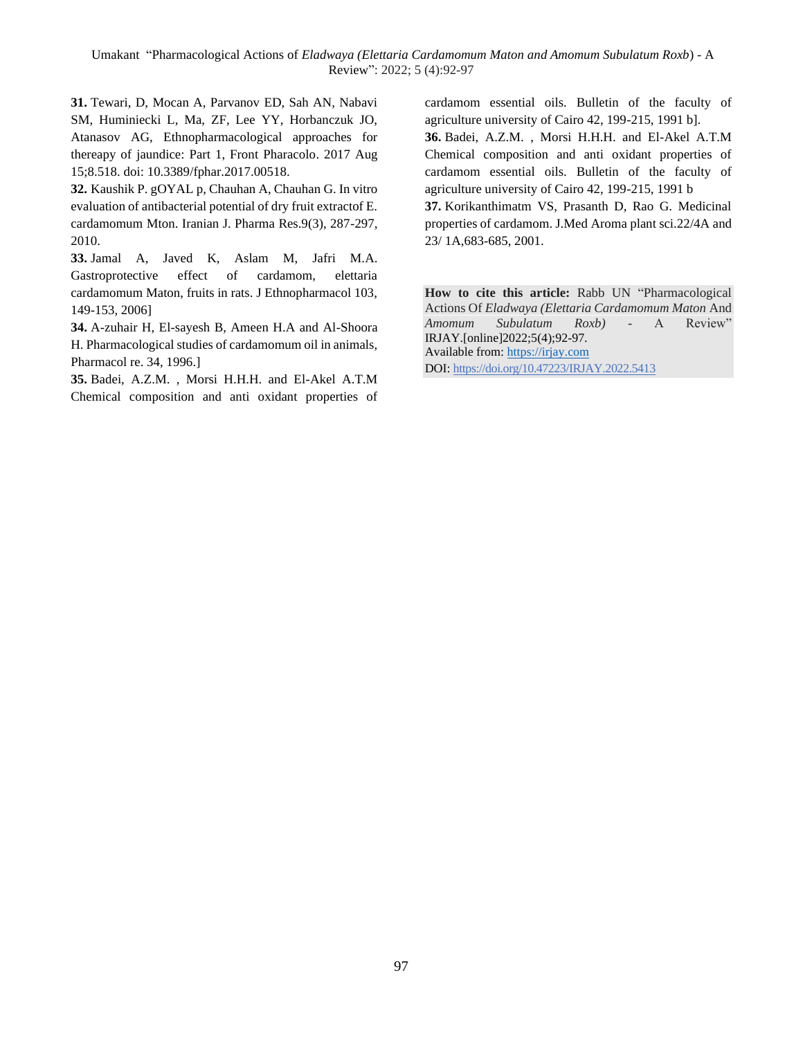**31.** Tewari, D, Mocan A, Parvanov ED, Sah AN, Nabavi SM, Huminiecki L, Ma, ZF, Lee YY, Horbanczuk JO, Atanasov AG, Ethnopharmacological approaches for thereapy of jaundice: Part 1, Front Pharacolo. 2017 Aug 15;8.518. doi: 10.3389/fphar.2017.00518.

**32.** Kaushik P. gOYAL p, Chauhan A, Chauhan G. In vitro evaluation of antibacterial potential of dry fruit extractof E. cardamomum Mton. Iranian J. Pharma Res.9(3), 287-297, 2010.

**33.** Jamal A, Javed K, Aslam M, Jafri M.A. Gastroprotective effect of cardamom, elettaria cardamomum Maton, fruits in rats. J Ethnopharmacol 103, 149-153, 2006]

**34.** A-zuhair H, El-sayesh B, Ameen H.A and Al-Shoora H. Pharmacological studies of cardamomum oil in animals, Pharmacol re. 34, 1996.]

**35.** Badei, A.Z.M. , Morsi H.H.H. and El-Akel A.T.M Chemical composition and anti oxidant properties of cardamom essential oils. Bulletin of the faculty of agriculture university of Cairo 42, 199-215, 1991 b].

**36.** Badei, A.Z.M. , Morsi H.H.H. and El-Akel A.T.M Chemical composition and anti oxidant properties of cardamom essential oils. Bulletin of the faculty of agriculture university of Cairo 42, 199-215, 1991 b

**37.** Korikanthimatm VS, Prasanth D, Rao G. Medicinal properties of cardamom. J.Med Aroma plant sci.22/4A and 23/ 1A,683-685, 2001.

**How to cite this article:** Rabb UN "Pharmacological Actions Of *Eladwaya (Elettaria Cardamomum Maton* And *Amomum Subulatum Roxb)* - A Review" IRJAY.[online]2022;5(4);92-97.
Available from: https://irjay.com
DOI: https://doi.org/10.47223/IRJAY.2022.5413